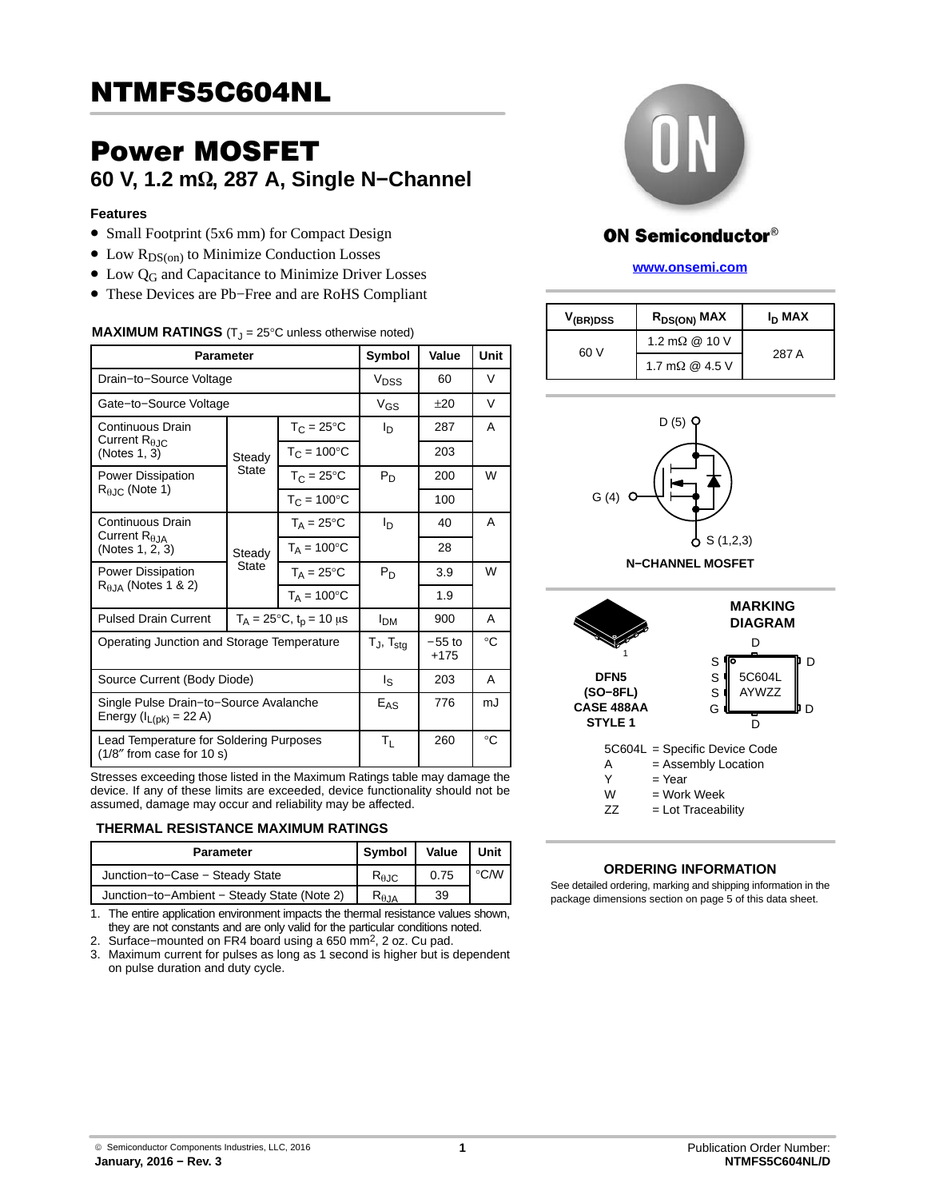# NTMFS5C604NL

## Power MOSFET

### 60 V, 1.2 mΩ, 287 A, Single N−Channel

**Features**

- Small Footprint (5x6 mm) for Compact Design
- Low $R_{DS(on)}$ to Minimize Conduction Losses
- Low $Q_G$ and Capacitance to Minimize Driver Losses
- These Devices are Pb−Free and are RoHS Compliant

**MAXIMUM RATINGS** ($T_J$ = 25°C unless otherwise noted)

| Parameter | | | Symbol | Value | Unit |
|---|---|---|---|---|---|
| Drain−to−Source Voltage | | | $V_{DSS}$ | 60 | V |
| Gate−to−Source Voltage | | | $V_{GS}$ | ±20 | V |
| Continuous Drain Current $R_{θJC}$ (Notes 1, 3) | Steady State | $T_C$ = 25°C | $I_D$ | 287 | A |
| | | $T_C$ = 100°C | | 203 | |
| Power Dissipation $R_{θJC}$ (Note 1) | | $T_C$ = 25°C | $P_D$ | 200 | W |
| | | $T_C$ = 100°C | | 100 | |
| Continuous Drain Current $R_{θJA}$ (Notes 1, 2, 3) | Steady State | $T_A$ = 25°C | $I_D$ | 40 | A |
| | | $T_A$ = 100°C | | 28 | |
| Power Dissipation $R_{θJA}$ (Notes 1 & 2) | | $T_A$ = 25°C | $P_D$ | 3.9 | W |
| | | $T_A$ = 100°C | | 1.9 | |
| Pulsed Drain Current | $T_A$ = 25°C, $t_p$ = 10 μs | | $I_{DM}$ | 900 | A |
| Operating Junction and Storage Temperature | | | $T_J$, $T_{stg}$ | −55 to +175 | °C |
| Source Current (Body Diode) | | | $I_S$ | 203 | A |
| Single Pulse Drain−to−Source Avalanche Energy ($I_{L(pk)}$ = 22 A) | | | $E_{AS}$ | 776 | mJ |
| Lead Temperature for Soldering Purposes (1/8″ from case for 10 s) | | | $T_L$ | 260 | °C |

Stresses exceeding those listed in the Maximum Ratings table may damage the device. If any of these limits are exceeded, device functionality should not be assumed, damage may occur and reliability may be affected.

**THERMAL RESISTANCE MAXIMUM RATINGS**

| Parameter | Symbol | Value | Unit |
|---|---|---|---|
| Junction−to−Case − Steady State | $R_{θJC}$ | 0.75 | °C/W |
| Junction−to−Ambient − Steady State (Note 2) | $R_{θJA}$ | 39 | |

1. The entire application environment impacts the thermal resistance values shown, they are not constants and are only valid for the particular conditions noted.
2. Surface−mounted on FR4 board using a 650 mm², 2 oz. Cu pad.
3. Maximum current for pulses as long as 1 second is higher but is dependent on pulse duration and duty cycle.

ON Semiconductor®

www.onsemi.com

| $V_{(BR)DSS}$ | $R_{DS(ON)}$ MAX | $I_D$ MAX |
|---|---|---|
| 60 V | 1.2 mΩ @ 10 V | 287 A |
| | 1.7 mΩ @ 4.5 V | |

D (5)

G (4)

S (1,2,3)

**N−CHANNEL MOSFET**

**MARKING DIAGRAM**

**DFN5 (SO−8FL) CASE 488AA STYLE 1**

5C604L AYWZZ

5C604L = Specific Device Code
A = Assembly Location
Y = Year
W = Work Week
ZZ = Lot Traceability

**ORDERING INFORMATION**

See detailed ordering, marking and shipping information in the package dimensions section on page 5 of this data sheet.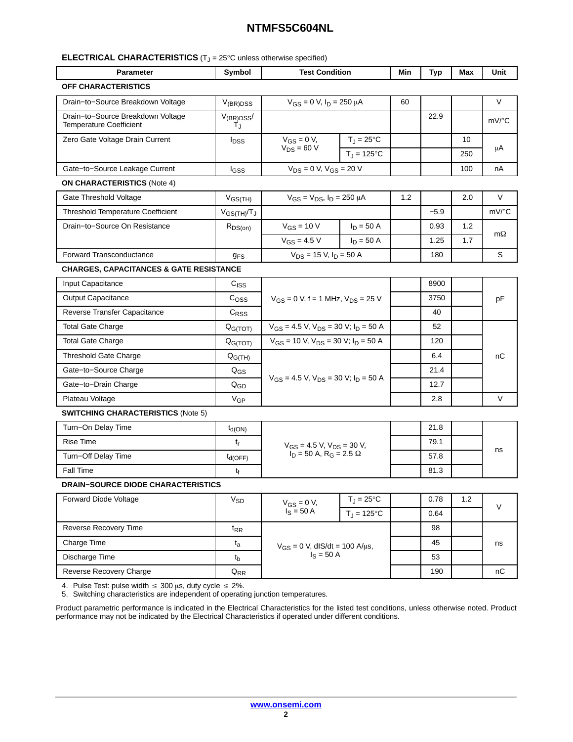## ELECTRICAL CHARACTERISTICS ($T_J$ = 25°C unless otherwise specified)

| Parameter | Symbol | Test Condition | | Min | Typ | Max | Unit |
|---|---|---|---|---|---|---|---|
| **OFF CHARACTERISTICS** | | | | | | | |
| Drain−to−Source Breakdown Voltage | $V_{(BR)DSS}$ | $V_{GS}$ = 0 V, $I_D$ = 250 μA | | 60 | | | V |
| Drain−to−Source Breakdown Voltage Temperature Coefficient | $V_{(BR)DSS}/T_J$ | | | | 22.9 | | mV/°C |
| Zero Gate Voltage Drain Current | $I_{DSS}$ | $V_{GS}$ = 0 V, $V_{DS}$ = 60 V | $T_J$ = 25°C | | | 10 | μA |
| | | | $T_J$ = 125°C | | | 250 | |
| Gate−to−Source Leakage Current | $I_{GSS}$ | $V_{DS}$ = 0 V, $V_{GS}$ = 20 V | | | | 100 | nA |
| **ON CHARACTERISTICS** (Note 4) | | | | | | | |
| Gate Threshold Voltage | $V_{GS(TH)}$ | $V_{GS}$ = $V_{DS}$, $I_D$ = 250 μA | | 1.2 | | 2.0 | V |
| Threshold Temperature Coefficient | $V_{GS(TH)}/T_J$ | | | | −5.9 | | mV/°C |
| Drain−to−Source On Resistance | $R_{DS(on)}$ | $V_{GS}$ = 10 V | $I_D$ = 50 A | | 0.93 | 1.2 | mΩ |
| | | $V_{GS}$ = 4.5 V | $I_D$ = 50 A | | 1.25 | 1.7 | |
| Forward Transconductance | $g_{FS}$ | $V_{DS}$ = 15 V, $I_D$ = 50 A | | | 180 | | S |
| **CHARGES, CAPACITANCES & GATE RESISTANCE** | | | | | | | |
| Input Capacitance | $C_{ISS}$ | $V_{GS}$ = 0 V, f = 1 MHz, $V_{DS}$ = 25 V | | | 8900 | | pF |
| Output Capacitance | $C_{OSS}$ | | | | 3750 | | |
| Reverse Transfer Capacitance | $C_{RSS}$ | | | | 40 | | |
| Total Gate Charge | $Q_{G(TOT)}$ | $V_{GS}$ = 4.5 V, $V_{DS}$ = 30 V; $I_D$ = 50 A | | | 52 | | nC |
| Total Gate Charge | $Q_{G(TOT)}$ | $V_{GS}$ = 10 V, $V_{DS}$ = 30 V; $I_D$ = 50 A | | | 120 | | |
| Threshold Gate Charge | $Q_{G(TH)}$ | $V_{GS}$ = 4.5 V, $V_{DS}$ = 30 V; $I_D$ = 50 A | | | 6.4 | | |
| Gate−to−Source Charge | $Q_{GS}$ | | | | 21.4 | | |
| Gate−to−Drain Charge | $Q_{GD}$ | | | | 12.7 | | |
| Plateau Voltage | $V_{GP}$ | | | | 2.8 | | V |
| **SWITCHING CHARACTERISTICS** (Note 5) | | | | | | | |
| Turn−On Delay Time | $t_{d(ON)}$ | $V_{GS}$ = 4.5 V, $V_{DS}$ = 30 V, $I_D$ = 50 A, $R_G$ = 2.5 Ω | | | 21.8 | | ns |
| Rise Time | $t_r$ | | | | 79.1 | | |
| Turn−Off Delay Time | $t_{d(OFF)}$ | | | | 57.8 | | |
| Fall Time | $t_f$ | | | | 81.3 | | |
| **DRAIN−SOURCE DIODE CHARACTERISTICS** | | | | | | | |
| Forward Diode Voltage | $V_{SD}$ | $V_{GS}$ = 0 V, $I_S$ = 50 A | $T_J$ = 25°C | | 0.78 | 1.2 | V |
| | | | $T_J$ = 125°C | | 0.64 | | |
| Reverse Recovery Time | $t_{RR}$ | $V_{GS}$ = 0 V, dIS/dt = 100 A/μs, $I_S$ = 50 A | | | 98 | | ns |
| Charge Time | $t_a$ | | | | 45 | | |
| Discharge Time | $t_b$ | | | | 53 | | |
| Reverse Recovery Charge | $Q_{RR}$ | | | | 190 | | nC |

4. Pulse Test: pulse width ≤ 300 μs, duty cycle ≤ 2%.
5. Switching characteristics are independent of operating junction temperatures.

Product parametric performance is indicated in the Electrical Characteristics for the listed test conditions, unless otherwise noted. Product performance may not be indicated by the Electrical Characteristics if operated under different conditions.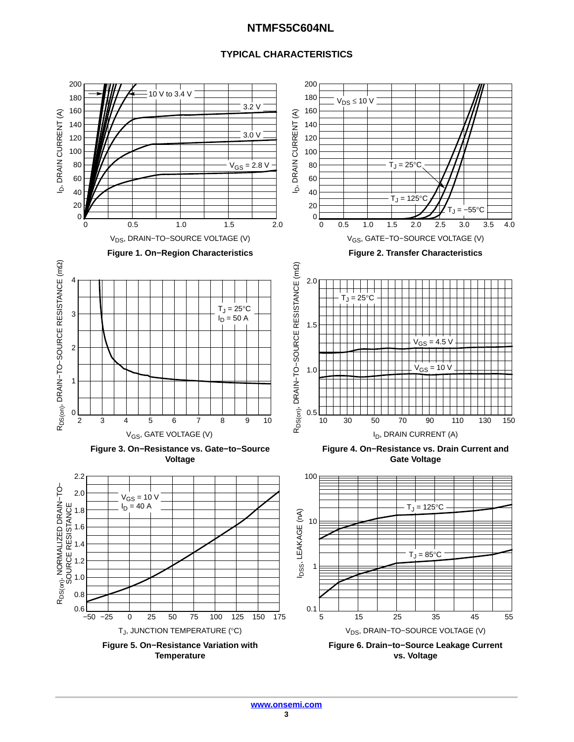## TYPICAL CHARACTERISTICS

Figure 1. On−Region Characteristics

Figure 2. Transfer Characteristics

Figure 3. On−Resistance vs. Gate−to−Source Voltage

Figure 4. On−Resistance vs. Drain Current and Gate Voltage

Figure 5. On−Resistance Variation with Temperature

Figure 6. Drain−to−Source Leakage Current vs. Voltage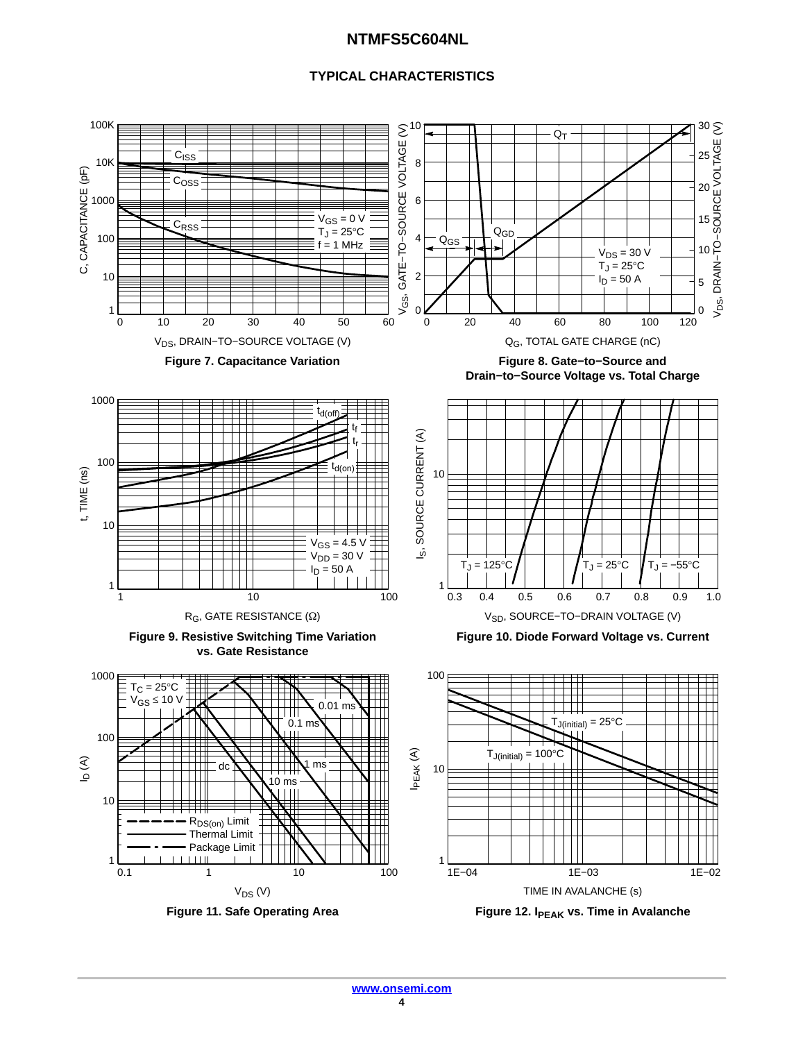## TYPICAL CHARACTERISTICS

Figure 7. Capacitance Variation

Figure 8. Gate−to−Source and Drain−to−Source Voltage vs. Total Charge

Figure 9. Resistive Switching Time Variation vs. Gate Resistance

Figure 10. Diode Forward Voltage vs. Current

Figure 11. Safe Operating Area

Figure 12. $I_{PEAK}$ vs. Time in Avalanche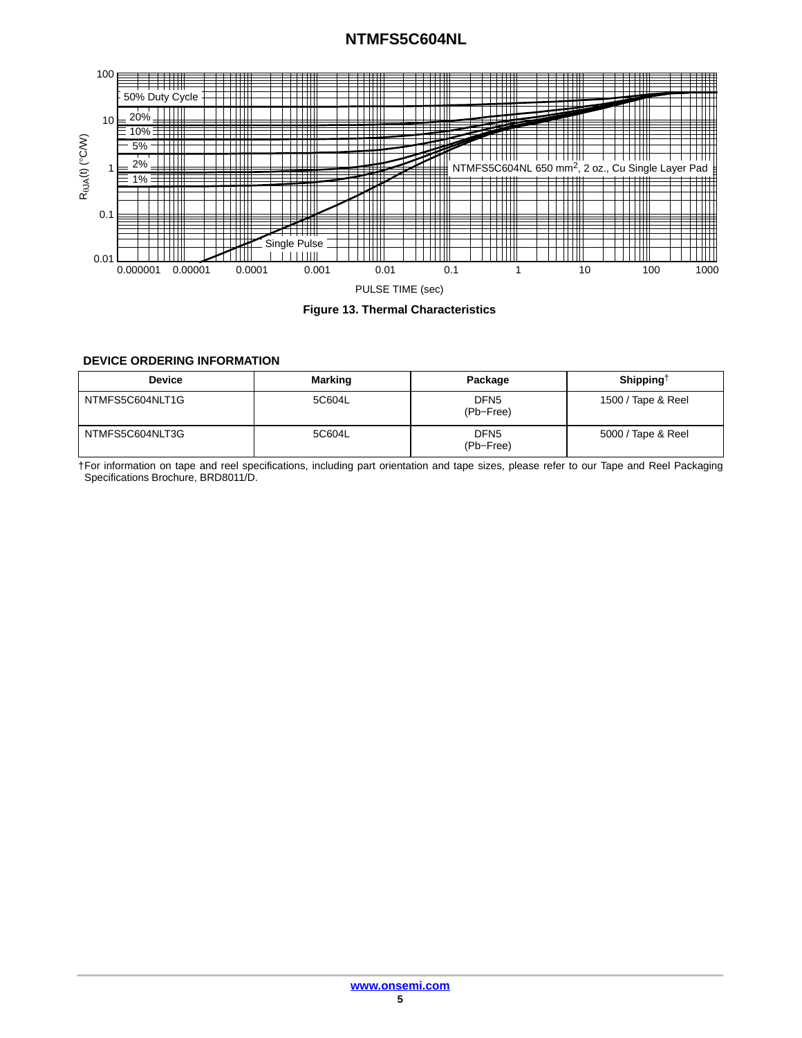Figure 13. Thermal Characteristics

### DEVICE ORDERING INFORMATION

| Device | Marking | Package | Shipping† |
| --- | --- | --- | --- |
| NTMFS5C604NLT1G | 5C604L | DFN5 (Pb−Free) | 1500 / Tape & Reel |
| NTMFS5C604NLT3G | 5C604L | DFN5 (Pb−Free) | 5000 / Tape & Reel |

†For information on tape and reel specifications, including part orientation and tape sizes, please refer to our Tape and Reel Packaging Specifications Brochure, BRD8011/D.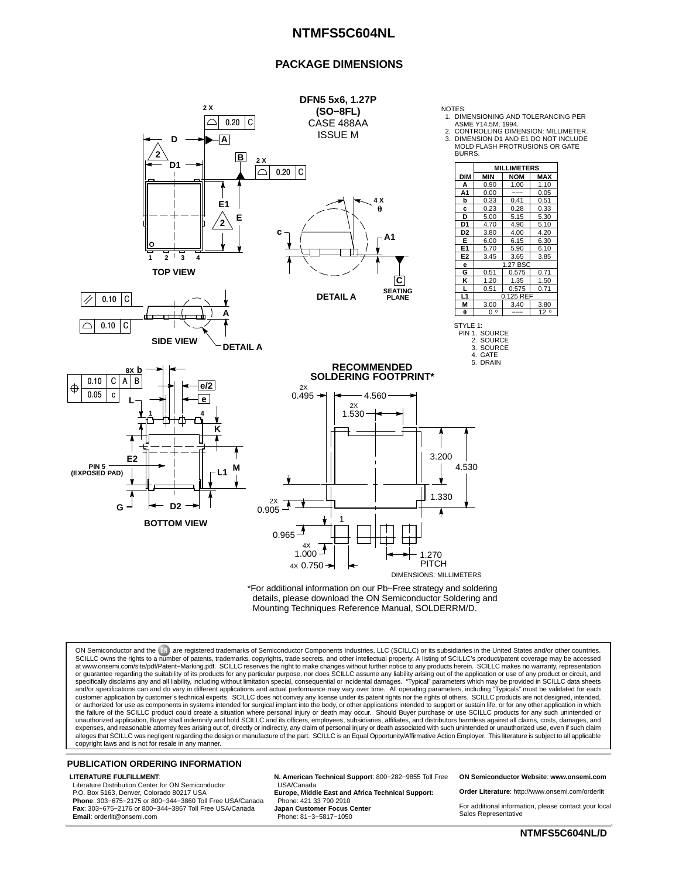## PACKAGE DIMENSIONS

**DFN5 5x6, 1.27P**
**(SO−8FL)**
CASE 488AA
ISSUE M

NOTES:
1. DIMENSIONING AND TOLERANCING PER ASME Y14.5M, 1994.
2. CONTROLLING DIMENSION: MILLIMETER.
3. DIMENSION D1 AND E1 DO NOT INCLUDE MOLD FLASH PROTRUSIONS OR GATE BURRS.

| DIM | MILLIMETERS MIN | NOM | MAX |
|---|---|---|---|
| A | 0.90 | 1.00 | 1.10 |
| A1 | 0.00 | −−− | 0.05 |
| b | 0.33 | 0.41 | 0.51 |
| c | 0.23 | 0.28 | 0.33 |
| D | 5.00 | 5.15 | 5.30 |
| D1 | 4.70 | 4.90 | 5.10 |
| D2 | 3.80 | 4.00 | 4.20 |
| E | 6.00 | 6.15 | 6.30 |
| E1 | 5.70 | 5.90 | 6.10 |
| E2 | 3.45 | 3.65 | 3.85 |
| e | 1.27 BSC | | |
| G | 0.51 | 0.575 | 0.71 |
| K | 1.20 | 1.35 | 1.50 |
| L | 0.51 | 0.575 | 0.71 |
| L1 | 0.125 REF | | |
| M | 3.00 | 3.40 | 3.80 |
| θ | 0° | −−− | 12° |

STYLE 1:
PIN 1. SOURCE
2. SOURCE
3. SOURCE
4. GATE
5. DRAIN

TOP VIEW

SIDE VIEW

DETAIL A

SEATING PLANE

BOTTOM VIEW

PIN 5 (EXPOSED PAD)

**RECOMMENDED SOLDERING FOOTPRINT***

2X 0.495
4.560
2X 1.530
3.200
4.530
1.330
2X 0.905
1
0.965
4X 1.000
4X 0.750
1.270 PITCH

DIMENSIONS: MILLIMETERS

*For additional information on our Pb−Free strategy and soldering details, please download the ON Semiconductor Soldering and Mounting Techniques Reference Manual, SOLDERRM/D.

ON Semiconductor and the ON logo are registered trademarks of Semiconductor Components Industries, LLC (SCILLC) or its subsidiaries in the United States and/or other countries. SCILLC owns the rights to a number of patents, trademarks, copyrights, trade secrets, and other intellectual property. A listing of SCILLC's product/patent coverage may be accessed at www.onsemi.com/site/pdf/Patent−Marking.pdf. SCILLC reserves the right to make changes without further notice to any products herein. SCILLC makes no warranty, representation or guarantee regarding the suitability of its products for any particular purpose, nor does SCILLC assume any liability arising out of the application or use of any product or circuit, and specifically disclaims any and all liability, including without limitation special, consequential or incidental damages. "Typical" parameters which may be provided in SCILLC data sheets and/or specifications can and do vary in different applications and actual performance may vary over time. All operating parameters, including "Typicals" must be validated for each customer application by customer's technical experts. SCILLC does not convey any license under its patent rights nor the rights of others. SCILLC products are not designed, intended, or authorized for use as components in systems intended for surgical implant into the body, or other applications intended to support or sustain life, or for any other application in which the failure of the SCILLC product could create a situation where personal injury or death may occur. Should Buyer purchase or use SCILLC products for any such unintended or unauthorized application, Buyer shall indemnify and hold SCILLC and its officers, employees, subsidiaries, affiliates, and distributors harmless against all claims, costs, damages, and expenses, and reasonable attorney fees arising out of, directly or indirectly, any claim of personal injury or death associated with such unintended or unauthorized use, even if such claim alleges that SCILLC was negligent regarding the design or manufacture of the part. SCILLC is an Equal Opportunity/Affirmative Action Employer. This literature is subject to all applicable copyright laws and is not for resale in any manner.

### PUBLICATION ORDERING INFORMATION

**LITERATURE FULFILLMENT**:
Literature Distribution Center for ON Semiconductor
P.O. Box 5163, Denver, Colorado 80217 USA
**Phone**: 303−675−2175 or 800−344−3860 Toll Free USA/Canada
**Fax**: 303−675−2176 or 800−344−3867 Toll Free USA/Canada
**Email**: orderlit@onsemi.com

**N. American Technical Support**: 800−282−9855 Toll Free USA/Canada
**Europe, Middle East and Africa Technical Support:**
Phone: 421 33 790 2910
**Japan Customer Focus Center**
Phone: 81−3−5817−1050

**ON Semiconductor Website**: **www.onsemi.com**

**Order Literature**: http://www.onsemi.com/orderlit

For additional information, please contact your local Sales Representative

**NTMFS5C604NL/D**